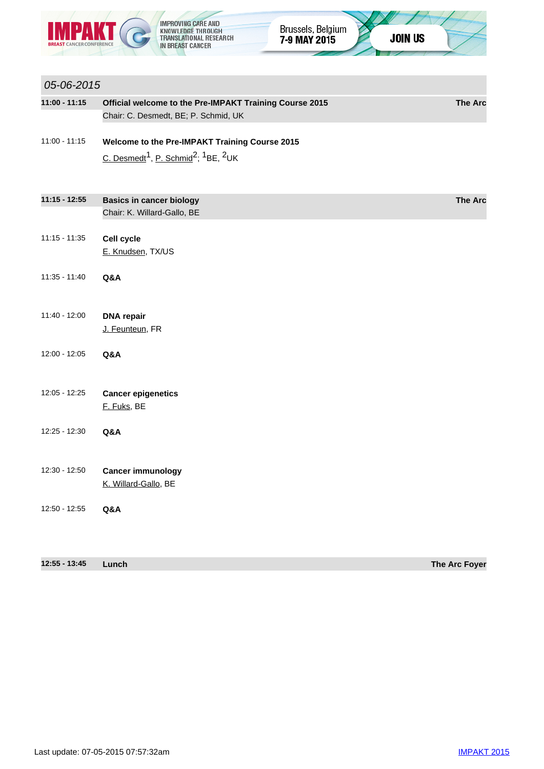## 05-06-2015

**11:00 - 11:15** **Official welcome to the Pre-IMPAKT Training Course 2015** **The Arc**
Chair: C. Desmedt, BE; P. Schmid, UK

11:00 - 11:15 **Welcome to the Pre-IMPAKT Training Course 2015**
C. Desmedt[1], P. Schmid[2]; [1]BE, [2]UK

**11:15 - 12:55** **Basics in cancer biology** **The Arc**
Chair: K. Willard-Gallo, BE

11:15 - 11:35 **Cell cycle**
E. Knudsen, TX/US

11:35 - 11:40 **Q&A**

11:40 - 12:00 **DNA repair**
J. Feunteun, FR

12:00 - 12:05 **Q&A**

12:05 - 12:25 **Cancer epigenetics**
F. Fuks, BE

12:25 - 12:30 **Q&A**

12:30 - 12:50 **Cancer immunology**
K. Willard-Gallo, BE

12:50 - 12:55 **Q&A**

**12:55 - 13:45** **Lunch** **The Arc Foyer**

Last update: 07-05-2015 07:57:32am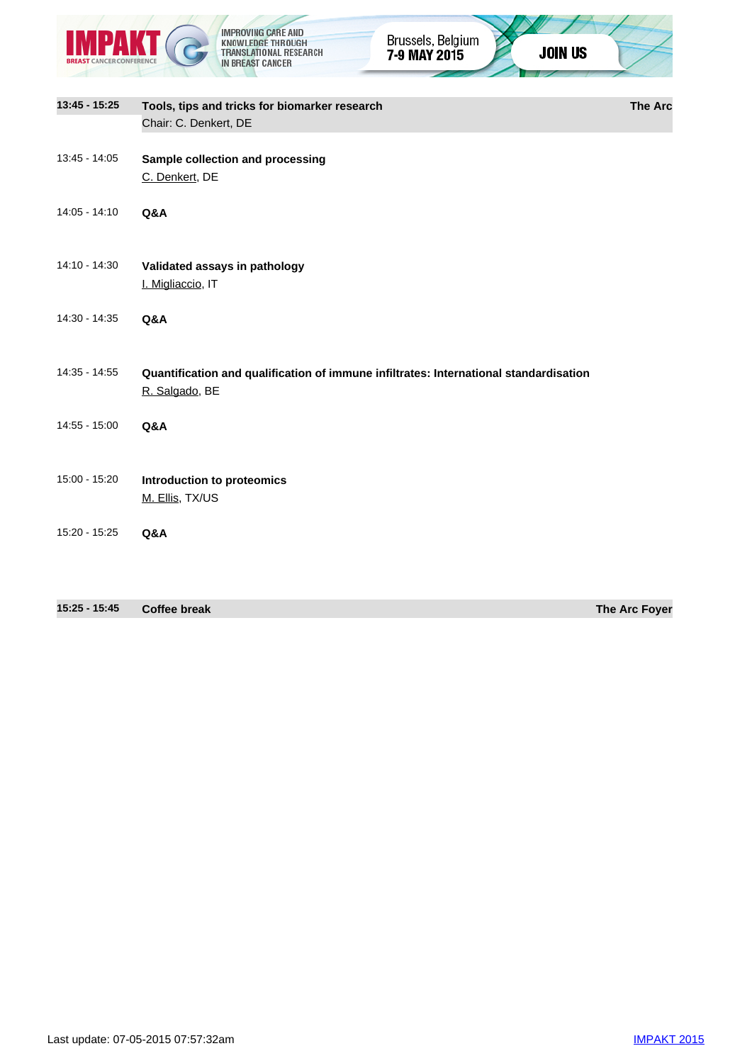**13:45 - 15:25** **Tools, tips and tricks for biomarker research** **The Arc**
Chair: C. Denkert, DE

13:45 - 14:05 **Sample collection and processing**
C. Denkert, DE

14:05 - 14:10 **Q&A**

14:10 - 14:30 **Validated assays in pathology**
I. Migliaccio, IT

14:30 - 14:35 **Q&A**

14:35 - 14:55 **Quantification and qualification of immune infiltrates: International standardisation**
R. Salgado, BE

14:55 - 15:00 **Q&A**

15:00 - 15:20 **Introduction to proteomics**
M. Ellis, TX/US

15:20 - 15:25 **Q&A**

**15:25 - 15:45** **Coffee break** **The Arc Foyer**

Last update: 07-05-2015 07:57:32am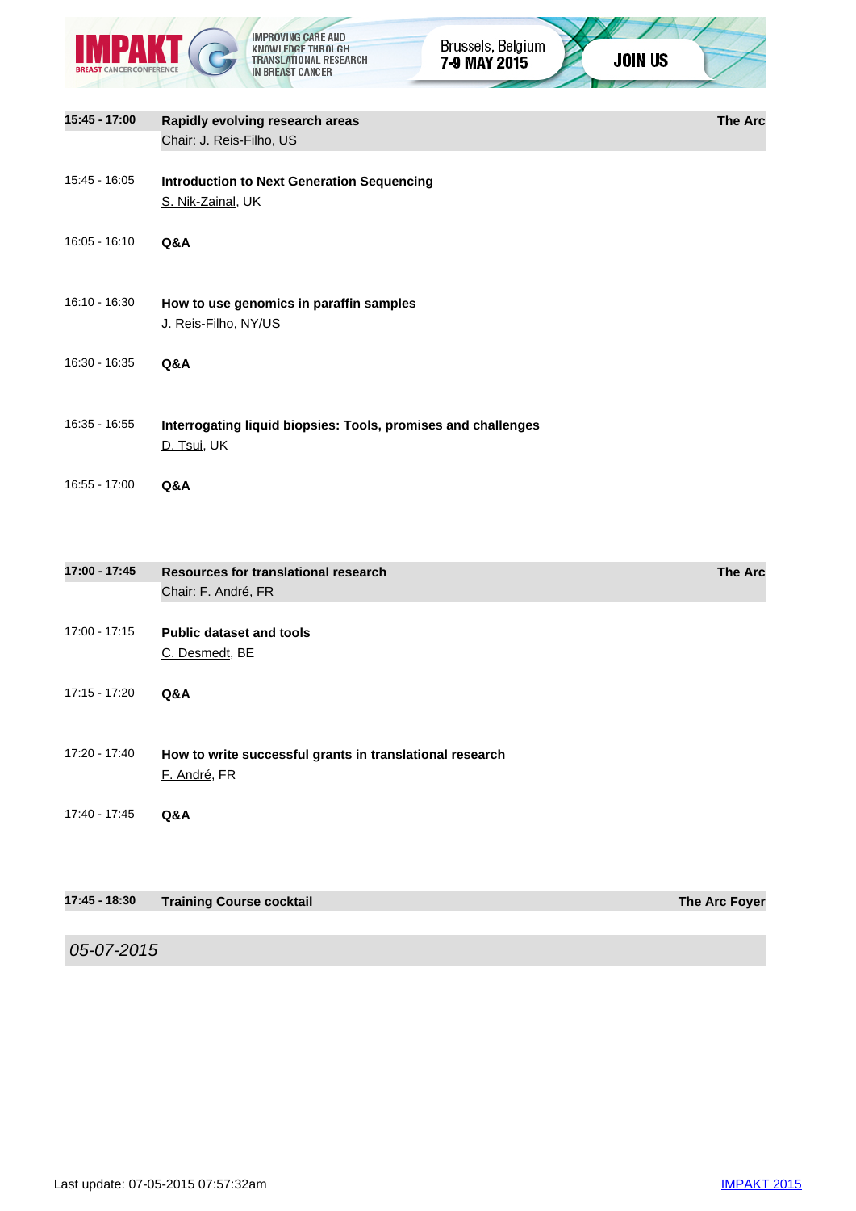| | | |
|---|---|---|
| **15:45 - 17:00** | **Rapidly evolving research areas**<br>Chair: J. Reis-Filho, US | **The Arc** |
| 15:45 - 16:05 | **Introduction to Next Generation Sequencing**<br>S. Nik-Zainal, UK | |
| 16:05 - 16:10 | **Q&A** | |
| 16:10 - 16:30 | **How to use genomics in paraffin samples**<br>J. Reis-Filho, NY/US | |
| 16:30 - 16:35 | **Q&A** | |
| 16:35 - 16:55 | **Interrogating liquid biopsies: Tools, promises and challenges**<br>D. Tsui, UK | |
| 16:55 - 17:00 | **Q&A** | |

| | | |
|---|---|---|
| **17:00 - 17:45** | **Resources for translational research**<br>Chair: F. André, FR | **The Arc** |
| 17:00 - 17:15 | **Public dataset and tools**<br>C. Desmedt, BE | |
| 17:15 - 17:20 | **Q&A** | |
| 17:20 - 17:40 | **How to write successful grants in translational research**<br>F. André, FR | |
| 17:40 - 17:45 | **Q&A** | |

| | | |
|---|---|---|
| **17:45 - 18:30** | **Training Course cocktail** | **The Arc Foyer** |

## *05-07-2015*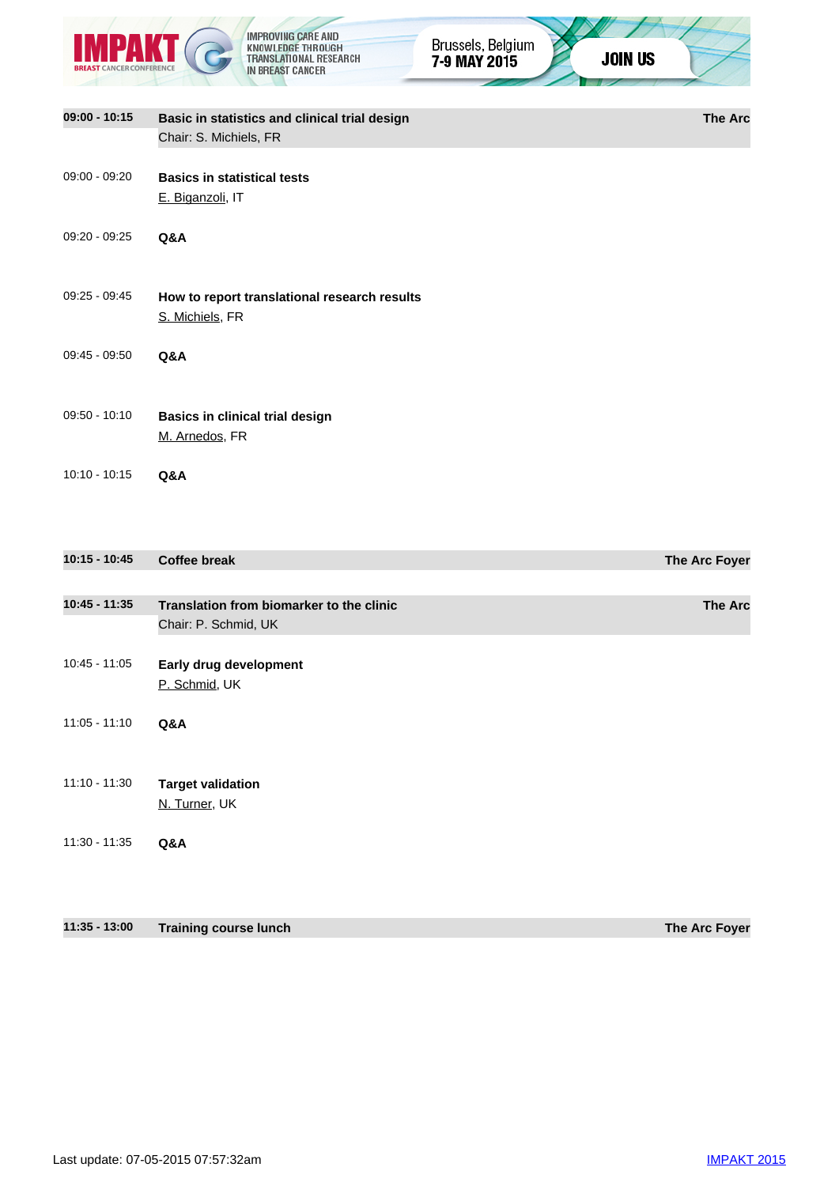| | | |
|---|---|---|
| **09:00 - 10:15** | **Basic in statistics and clinical trial design**<br>Chair: S. Michiels, FR | **The Arc** |
| 09:00 - 09:20 | **Basics in statistical tests**<br>E. Biganzoli, IT | |
| 09:20 - 09:25 | **Q&A** | |
| 09:25 - 09:45 | **How to report translational research results**<br>S. Michiels, FR | |
| 09:45 - 09:50 | **Q&A** | |
| 09:50 - 10:10 | **Basics in clinical trial design**<br>M. Arnedos, FR | |
| 10:10 - 10:15 | **Q&A** | |

| | | |
|---|---|---|
| **10:15 - 10:45** | **Coffee break** | **The Arc Foyer** |

| | | |
|---|---|---|
| **10:45 - 11:35** | **Translation from biomarker to the clinic**<br>Chair: P. Schmid, UK | **The Arc** |
| 10:45 - 11:05 | **Early drug development**<br>P. Schmid, UK | |
| 11:05 - 11:10 | **Q&A** | |
| 11:10 - 11:30 | **Target validation**<br>N. Turner, UK | |
| 11:30 - 11:35 | **Q&A** | |

| | | |
|---|---|---|
| **11:35 - 13:00** | **Training course lunch** | **The Arc Foyer** |

Last update: 07-05-2015 07:57:32am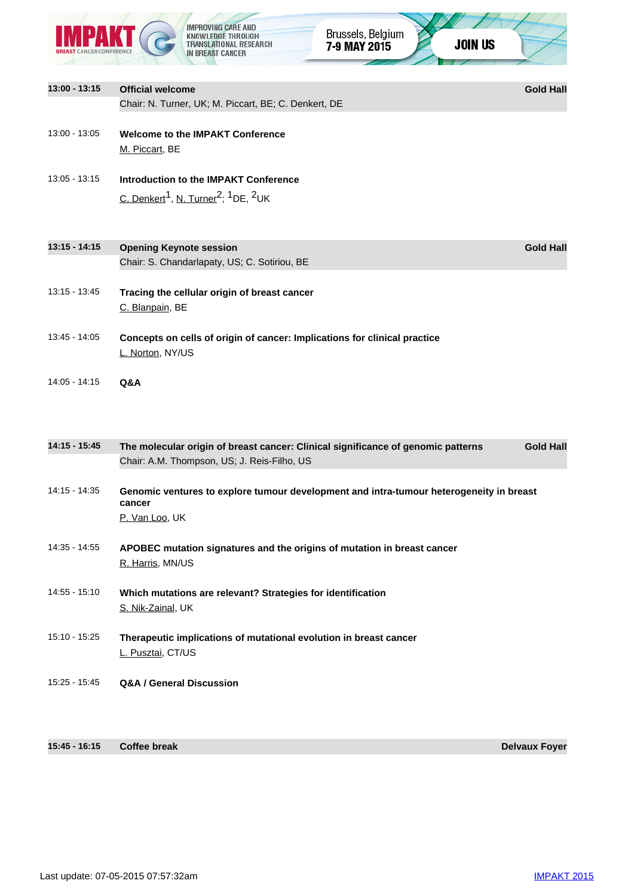**13:00 - 13:15** **Official welcome** **Gold Hall**
Chair: N. Turner, UK; M. Piccart, BE; C. Denkert, DE

13:00 - 13:05 **Welcome to the IMPAKT Conference**
M. Piccart, BE

13:05 - 13:15 **Introduction to the IMPAKT Conference**
C. Denkert[1], N. Turner[2]; [1]DE, [2]UK

**13:15 - 14:15** **Opening Keynote session** **Gold Hall**
Chair: S. Chandarlapaty, US; C. Sotiriou, BE

13:15 - 13:45 **Tracing the cellular origin of breast cancer**
C. Blanpain, BE

13:45 - 14:05 **Concepts on cells of origin of cancer: Implications for clinical practice**
L. Norton, NY/US

14:05 - 14:15 **Q&A**

**14:15 - 15:45** **The molecular origin of breast cancer: Clinical significance of genomic patterns** **Gold Hall**
Chair: A.M. Thompson, US; J. Reis-Filho, US

14:15 - 14:35 **Genomic ventures to explore tumour development and intra-tumour heterogeneity in breast cancer**
P. Van Loo, UK

14:35 - 14:55 **APOBEC mutation signatures and the origins of mutation in breast cancer**
R. Harris, MN/US

14:55 - 15:10 **Which mutations are relevant? Strategies for identification**
S. Nik-Zainal, UK

15:10 - 15:25 **Therapeutic implications of mutational evolution in breast cancer**
L. Pusztai, CT/US

15:25 - 15:45 **Q&A / General Discussion**

**15:45 - 16:15** **Coffee break** **Delvaux Foyer**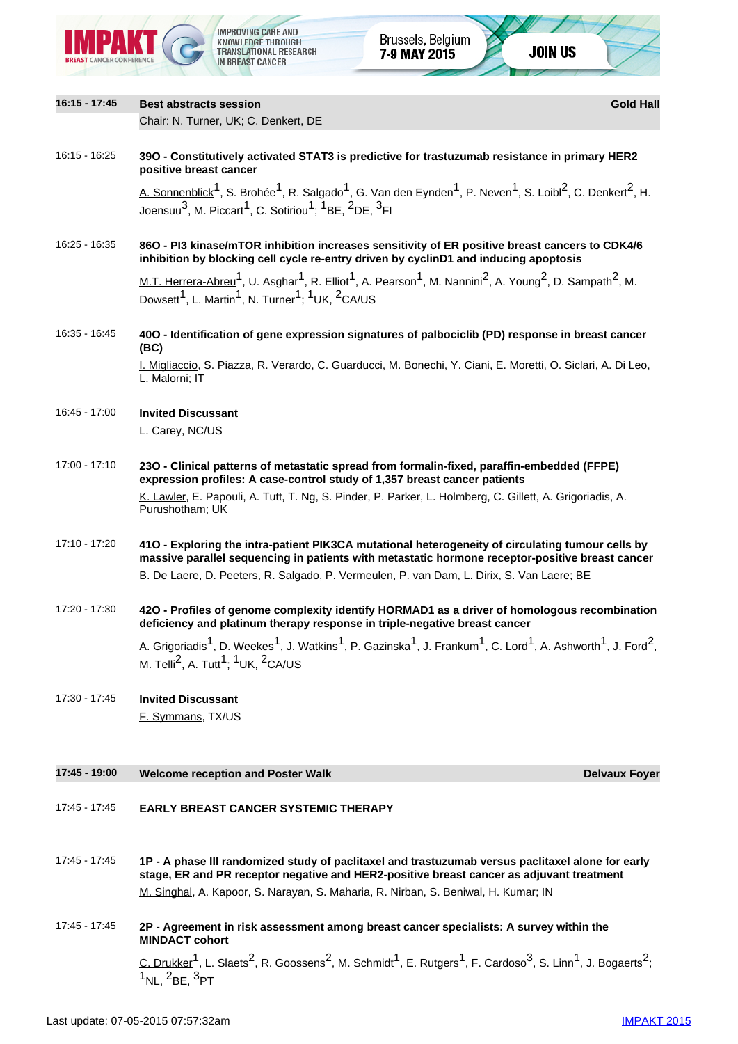**16:15 - 17:45** **Best abstracts session** **Gold Hall**

Chair: N. Turner, UK; C. Denkert, DE

16:15 - 16:25

**39O - Constitutively activated STAT3 is predictive for trastuzumab resistance in primary HER2 positive breast cancer**

A. Sonnenblick[1], S. Brohée[1], R. Salgado[1], G. Van den Eynden[1], P. Neven[1], S. Loibl[2], C. Denkert[2], H. Joensuu[3], M. Piccart[1], C. Sotiriou[1]; [1]BE, [2]DE, [3]FI

16:25 - 16:35

**86O - PI3 kinase/mTOR inhibition increases sensitivity of ER positive breast cancers to CDK4/6 inhibition by blocking cell cycle re-entry driven by cyclinD1 and inducing apoptosis**

M.T. Herrera-Abreu[1], U. Asghar[1], R. Elliot[1], A. Pearson[1], M. Nannini[2], A. Young[2], D. Sampath[2], M. Dowsett[1], L. Martin[1], N. Turner[1]; [1]UK, [2]CA/US

16:35 - 16:45

**40O - Identification of gene expression signatures of palbociclib (PD) response in breast cancer (BC)**

I. Migliaccio, S. Piazza, R. Verardo, C. Guarducci, M. Bonechi, Y. Ciani, E. Moretti, O. Siclari, A. Di Leo, L. Malorni; IT

16:45 - 17:00

**Invited Discussant**

L. Carey, NC/US

17:00 - 17:10

**23O - Clinical patterns of metastatic spread from formalin-fixed, paraffin-embedded (FFPE) expression profiles: A case-control study of 1,357 breast cancer patients**

K. Lawler, E. Papouli, A. Tutt, T. Ng, S. Pinder, P. Parker, L. Holmberg, C. Gillett, A. Grigoriadis, A. Purushotham; UK

17:10 - 17:20

**41O - Exploring the intra-patient PIK3CA mutational heterogeneity of circulating tumour cells by massive parallel sequencing in patients with metastatic hormone receptor-positive breast cancer**

B. De Laere, D. Peeters, R. Salgado, P. Vermeulen, P. van Dam, L. Dirix, S. Van Laere; BE

17:20 - 17:30

**42O - Profiles of genome complexity identify HORMAD1 as a driver of homologous recombination deficiency and platinum therapy response in triple-negative breast cancer**

A. Grigoriadis[1], D. Weekes[1], J. Watkins[1], P. Gazinska[1], J. Frankum[1], C. Lord[1], A. Ashworth[1], J. Ford[2], M. Telli[2], A. Tutt[1]; [1]UK, [2]CA/US

17:30 - 17:45

**Invited Discussant**

F. Symmans, TX/US

**17:45 - 19:00** **Welcome reception and Poster Walk** **Delvaux Foyer**

17:45 - 17:45

**EARLY BREAST CANCER SYSTEMIC THERAPY**

17:45 - 17:45

**1P - A phase III randomized study of paclitaxel and trastuzumab versus paclitaxel alone for early stage, ER and PR receptor negative and HER2-positive breast cancer as adjuvant treatment**

M. Singhal, A. Kapoor, S. Narayan, S. Maharia, R. Nirban, S. Beniwal, H. Kumar; IN

17:45 - 17:45

**2P - Agreement in risk assessment among breast cancer specialists: A survey within the MINDACT cohort**

C. Drukker[1], L. Slaets[2], R. Goossens[2], M. Schmidt[1], E. Rutgers[1], F. Cardoso[3], S. Linn[1], J. Bogaerts[2]; [1]NL, [2]BE, [3]PT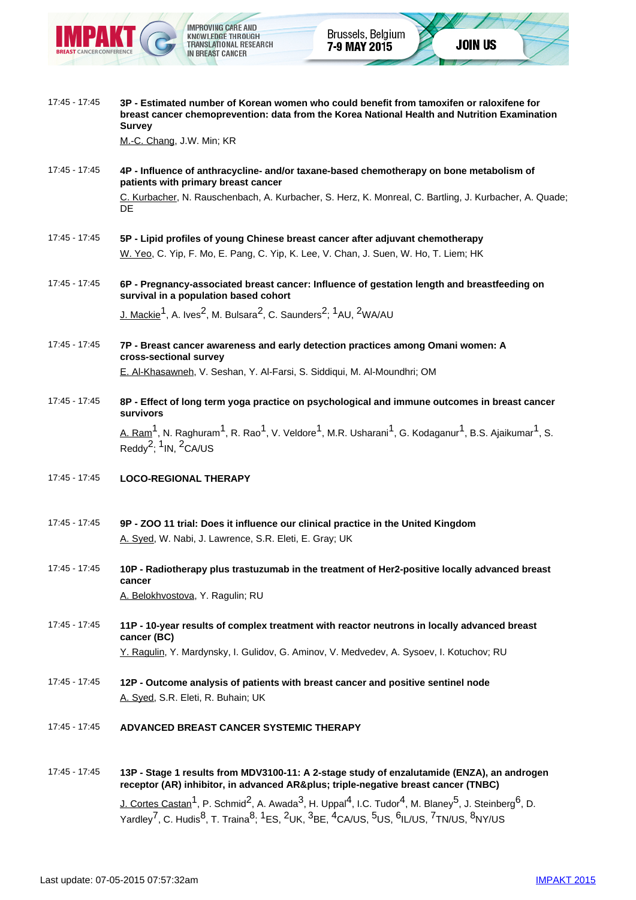17:45 - 17:45 **3P - Estimated number of Korean women who could benefit from tamoxifen or raloxifene for breast cancer chemoprevention: data from the Korea National Health and Nutrition Examination Survey**

M.-C. Chang, J.W. Min; KR

17:45 - 17:45 **4P - Influence of anthracycline- and/or taxane-based chemotherapy on bone metabolism of patients with primary breast cancer**

C. Kurbacher, N. Rauschenbach, A. Kurbacher, S. Herz, K. Monreal, C. Bartling, J. Kurbacher, A. Quade; DE

17:45 - 17:45 **5P - Lipid profiles of young Chinese breast cancer after adjuvant chemotherapy**

W. Yeo, C. Yip, F. Mo, E. Pang, C. Yip, K. Lee, V. Chan, J. Suen, W. Ho, T. Liem; HK

17:45 - 17:45 **6P - Pregnancy-associated breast cancer: Influence of gestation length and breastfeeding on survival in a population based cohort**

J. Mackie[1], A. Ives[2], M. Bulsara[2], C. Saunders[2]; [1]AU, [2]WA/AU

17:45 - 17:45 **7P - Breast cancer awareness and early detection practices among Omani women: A cross-sectional survey**

E. Al-Khasawneh, V. Seshan, Y. Al-Farsi, S. Siddiqui, M. Al-Moundhri; OM

17:45 - 17:45 **8P - Effect of long term yoga practice on psychological and immune outcomes in breast cancer survivors**

A. Ram[1], N. Raghuram[1], R. Rao[1], V. Veldore[1], M.R. Usharani[1], G. Kodaganur[1], B.S. Ajaikumar[1], S. Reddy[2]; [1]IN, [2]CA/US

17:45 - 17:45 **LOCO-REGIONAL THERAPY**

17:45 - 17:45 **9P - ZOO 11 trial: Does it influence our clinical practice in the United Kingdom**

A. Syed, W. Nabi, J. Lawrence, S.R. Eleti, E. Gray; UK

17:45 - 17:45 **10P - Radiotherapy plus trastuzumab in the treatment of Her2-positive locally advanced breast cancer**

A. Belokhvostova, Y. Ragulin; RU

17:45 - 17:45 **11P - 10-year results of complex treatment with reactor neutrons in locally advanced breast cancer (BC)**

Y. Ragulin, Y. Mardynsky, I. Gulidov, G. Aminov, V. Medvedev, A. Sysoev, I. Kotuchov; RU

17:45 - 17:45 **12P - Outcome analysis of patients with breast cancer and positive sentinel node**

A. Syed, S.R. Eleti, R. Buhain; UK

17:45 - 17:45 **ADVANCED BREAST CANCER SYSTEMIC THERAPY**

17:45 - 17:45 **13P - Stage 1 results from MDV3100-11: A 2-stage study of enzalutamide (ENZA), an androgen receptor (AR) inhibitor, in advanced AR&plus; triple-negative breast cancer (TNBC)**

J. Cortes Castan[1], P. Schmid[2], A. Awada[3], H. Uppal[4], I.C. Tudor[4], M. Blaney[5], J. Steinberg[6], D. Yardley[7], C. Hudis[8], T. Traina[8]; [1]ES, [2]UK, [3]BE, [4]CA/US, [5]US, [6]IL/US, [7]TN/US, [8]NY/US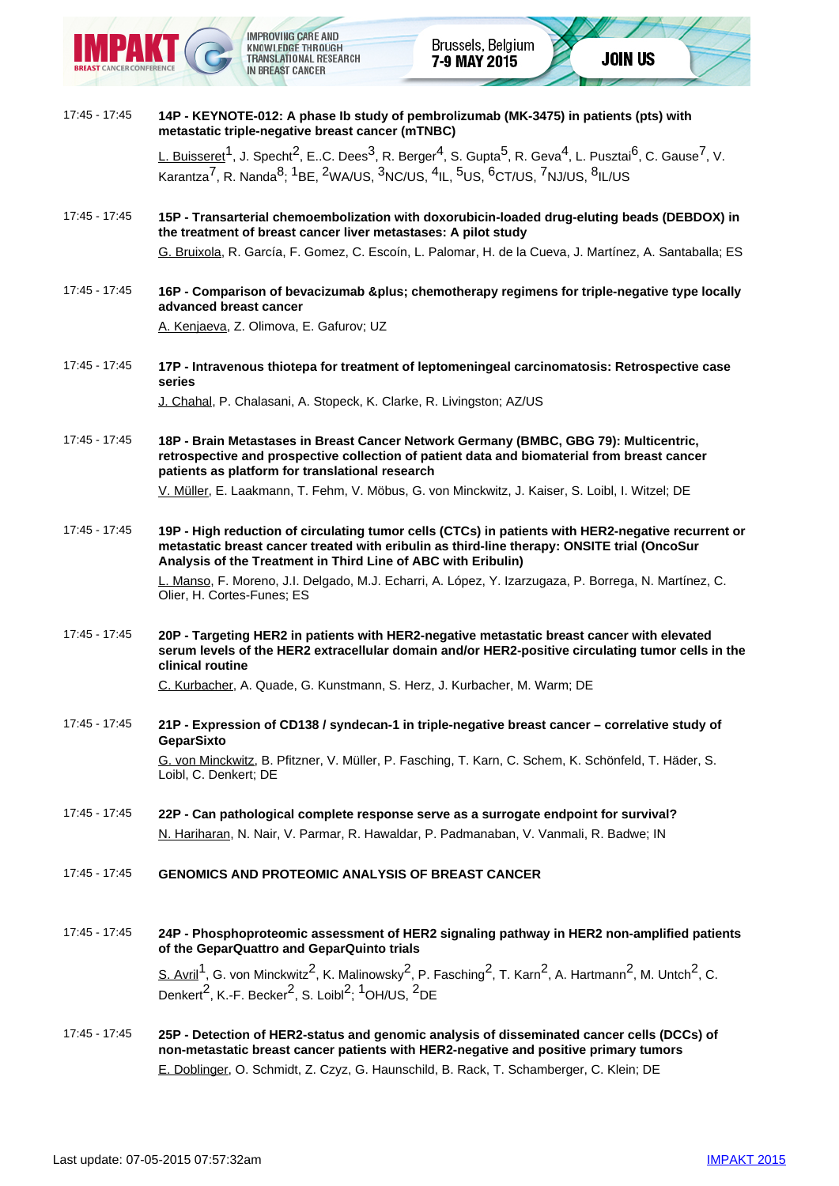17:45 - 17:45

**14P - KEYNOTE-012: A phase Ib study of pembrolizumab (MK-3475) in patients (pts) with metastatic triple-negative breast cancer (mTNBC)**

L. Buisseret[1], J. Specht[2], E..C. Dees[3], R. Berger[4], S. Gupta[5], R. Geva[4], L. Pusztai[6], C. Gause[7], V. Karantza[7], R. Nanda[8]; [1]BE, [2]WA/US, [3]NC/US, [4]IL, [5]US, [6]CT/US, [7]NJ/US, [8]IL/US

17:45 - 17:45

**15P - Transarterial chemoembolization with doxorubicin-loaded drug-eluting beads (DEBDOX) in the treatment of breast cancer liver metastases: A pilot study**

G. Bruixola, R. García, F. Gomez, C. Escoín, L. Palomar, H. de la Cueva, J. Martínez, A. Santaballa; ES

17:45 - 17:45

**16P - Comparison of bevacizumab &plus; chemotherapy regimens for triple-negative type locally advanced breast cancer**

A. Kenjaeva, Z. Olimova, E. Gafurov; UZ

17:45 - 17:45

**17P - Intravenous thiotepa for treatment of leptomeningeal carcinomatosis: Retrospective case series**

J. Chahal, P. Chalasani, A. Stopeck, K. Clarke, R. Livingston; AZ/US

17:45 - 17:45

**18P - Brain Metastases in Breast Cancer Network Germany (BMBC, GBG 79): Multicentric, retrospective and prospective collection of patient data and biomaterial from breast cancer patients as platform for translational research**

V. Müller, E. Laakmann, T. Fehm, V. Möbus, G. von Minckwitz, J. Kaiser, S. Loibl, I. Witzel; DE

17:45 - 17:45

**19P - High reduction of circulating tumor cells (CTCs) in patients with HER2-negative recurrent or metastatic breast cancer treated with eribulin as third-line therapy: ONSITE trial (OncoSur Analysis of the Treatment in Third Line of ABC with Eribulin)**

L. Manso, F. Moreno, J.I. Delgado, M.J. Echarri, A. López, Y. Izarzugaza, P. Borrega, N. Martínez, C. Olier, H. Cortes-Funes; ES

17:45 - 17:45

**20P - Targeting HER2 in patients with HER2-negative metastatic breast cancer with elevated serum levels of the HER2 extracellular domain and/or HER2-positive circulating tumor cells in the clinical routine**

C. Kurbacher, A. Quade, G. Kunstmann, S. Herz, J. Kurbacher, M. Warm; DE

17:45 - 17:45

**21P - Expression of CD138 / syndecan-1 in triple-negative breast cancer – correlative study of GeparSixto**

G. von Minckwitz, B. Pfitzner, V. Müller, P. Fasching, T. Karn, C. Schem, K. Schönfeld, T. Häder, S. Loibl, C. Denkert; DE

17:45 - 17:45

**22P - Can pathological complete response serve as a surrogate endpoint for survival?**

N. Hariharan, N. Nair, V. Parmar, R. Hawaldar, P. Padmanaban, V. Vanmali, R. Badwe; IN

17:45 - 17:45

**GENOMICS AND PROTEOMIC ANALYSIS OF BREAST CANCER**

17:45 - 17:45

**24P - Phosphoproteomic assessment of HER2 signaling pathway in HER2 non-amplified patients of the GeparQuattro and GeparQuinto trials**

S. Avril[1], G. von Minckwitz[2], K. Malinowsky[2], P. Fasching[2], T. Karn[2], A. Hartmann[2], M. Untch[2], C. Denkert[2], K.-F. Becker[2], S. Loibl[2]; [1]OH/US, [2]DE

17:45 - 17:45

**25P - Detection of HER2-status and genomic analysis of disseminated cancer cells (DCCs) of non-metastatic breast cancer patients with HER2-negative and positive primary tumors**

E. Doblinger, O. Schmidt, Z. Czyz, G. Haunschild, B. Rack, T. Schamberger, C. Klein; DE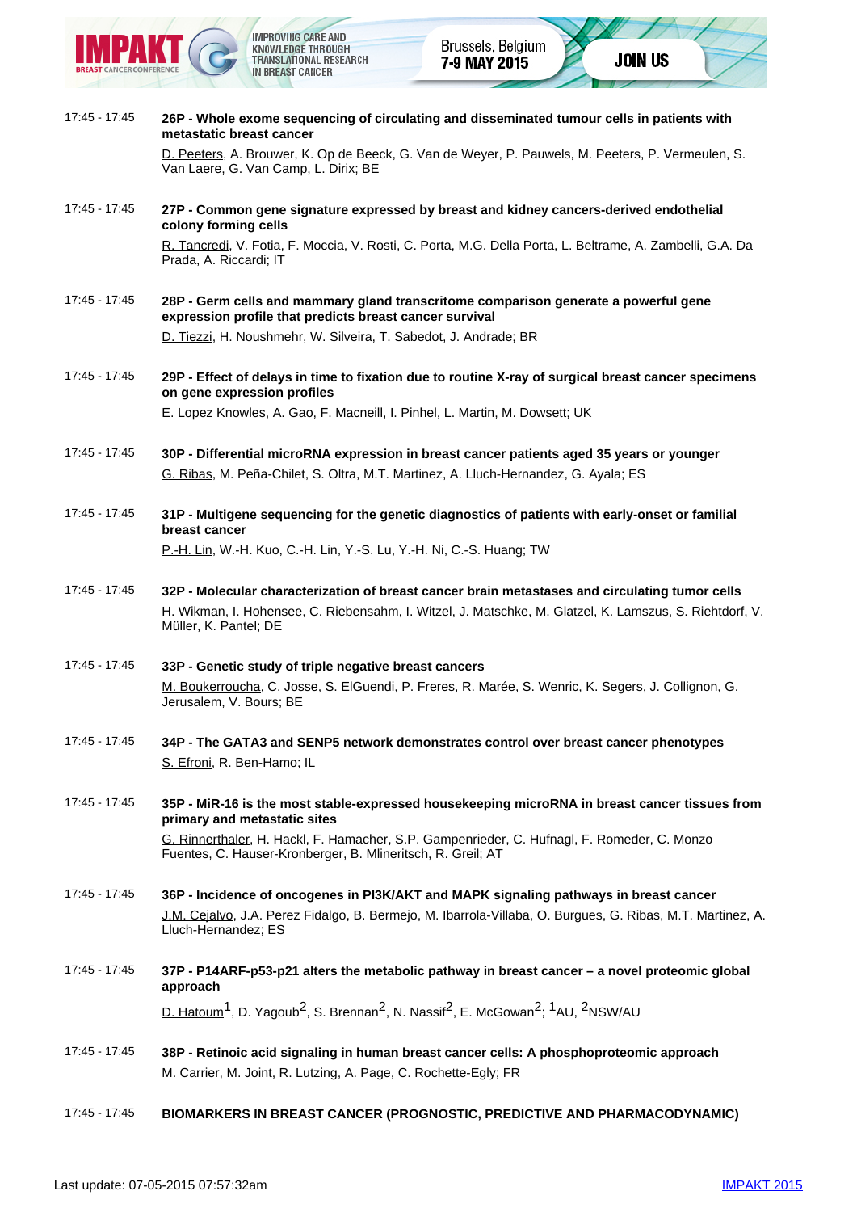17:45 - 17:45 **26P - Whole exome sequencing of circulating and disseminated tumour cells in patients with metastatic breast cancer**

D. Peeters, A. Brouwer, K. Op de Beeck, G. Van de Weyer, P. Pauwels, M. Peeters, P. Vermeulen, S. Van Laere, G. Van Camp, L. Dirix; BE

17:45 - 17:45 **27P - Common gene signature expressed by breast and kidney cancers-derived endothelial colony forming cells**

R. Tancredi, V. Fotia, F. Moccia, V. Rosti, C. Porta, M.G. Della Porta, L. Beltrame, A. Zambelli, G.A. Da Prada, A. Riccardi; IT

17:45 - 17:45 **28P - Germ cells and mammary gland transcritome comparison generate a powerful gene expression profile that predicts breast cancer survival**

D. Tiezzi, H. Noushmehr, W. Silveira, T. Sabedot, J. Andrade; BR

17:45 - 17:45 **29P - Effect of delays in time to fixation due to routine X-ray of surgical breast cancer specimens on gene expression profiles**

E. Lopez Knowles, A. Gao, F. Macneill, I. Pinhel, L. Martin, M. Dowsett; UK

17:45 - 17:45 **30P - Differential microRNA expression in breast cancer patients aged 35 years or younger**

G. Ribas, M. Peña-Chilet, S. Oltra, M.T. Martinez, A. Lluch-Hernandez, G. Ayala; ES

17:45 - 17:45 **31P - Multigene sequencing for the genetic diagnostics of patients with early-onset or familial breast cancer**

P.-H. Lin, W.-H. Kuo, C.-H. Lin, Y.-S. Lu, Y.-H. Ni, C.-S. Huang; TW

17:45 - 17:45 **32P - Molecular characterization of breast cancer brain metastases and circulating tumor cells**

H. Wikman, I. Hohensee, C. Riebensahm, I. Witzel, J. Matschke, M. Glatzel, K. Lamszus, S. Riehtdorf, V. Müller, K. Pantel; DE

17:45 - 17:45 **33P - Genetic study of triple negative breast cancers**

M. Boukerroucha, C. Josse, S. ElGuendi, P. Freres, R. Marée, S. Wenric, K. Segers, J. Collignon, G. Jerusalem, V. Bours; BE

17:45 - 17:45 **34P - The GATA3 and SENP5 network demonstrates control over breast cancer phenotypes**

S. Efroni, R. Ben-Hamo; IL

17:45 - 17:45 **35P - MiR-16 is the most stable-expressed housekeeping microRNA in breast cancer tissues from primary and metastatic sites**

G. Rinnerthaler, H. Hackl, F. Hamacher, S.P. Gampenrieder, C. Hufnagl, F. Romeder, C. Monzo Fuentes, C. Hauser-Kronberger, B. Mlineritsch, R. Greil; AT

17:45 - 17:45 **36P - Incidence of oncogenes in PI3K/AKT and MAPK signaling pathways in breast cancer**

J.M. Cejalvo, J.A. Perez Fidalgo, B. Bermejo, M. Ibarrola-Villaba, O. Burgues, G. Ribas, M.T. Martinez, A. Lluch-Hernandez; ES

17:45 - 17:45 **37P - P14ARF-p53-p21 alters the metabolic pathway in breast cancer – a novel proteomic global approach**

D. Hatoum[1], D. Yagoub[2], S. Brennan[2], N. Nassif[2], E. McGowan[2]; [1]AU, [2]NSW/AU

17:45 - 17:45 **38P - Retinoic acid signaling in human breast cancer cells: A phosphoproteomic approach**

M. Carrier, M. Joint, R. Lutzing, A. Page, C. Rochette-Egly; FR

17:45 - 17:45 **BIOMARKERS IN BREAST CANCER (PROGNOSTIC, PREDICTIVE AND PHARMACODYNAMIC)**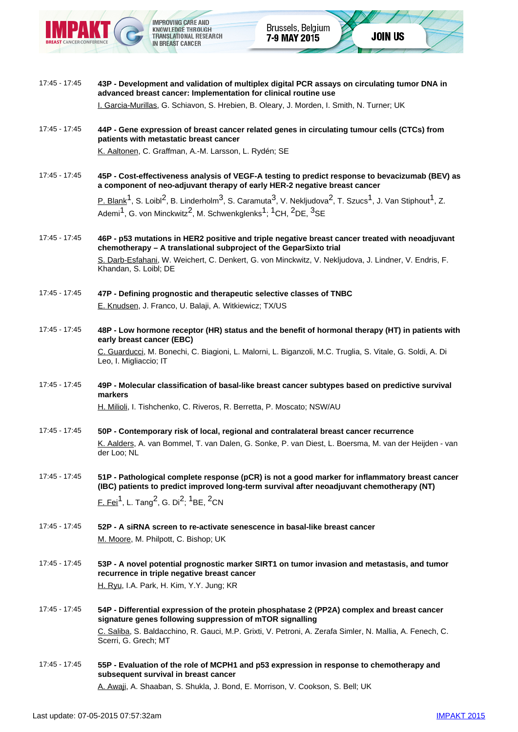17:45 - 17:45

**43P - Development and validation of multiplex digital PCR assays on circulating tumor DNA in advanced breast cancer: Implementation for clinical routine use**

I. Garcia-Murillas, G. Schiavon, S. Hrebien, B. Oleary, J. Morden, I. Smith, N. Turner; UK

17:45 - 17:45

**44P - Gene expression of breast cancer related genes in circulating tumour cells (CTCs) from patients with metastatic breast cancer**

K. Aaltonen, C. Graffman, A.-M. Larsson, L. Rydén; SE

17:45 - 17:45

**45P - Cost-effectiveness analysis of VEGF-A testing to predict response to bevacizumab (BEV) as a component of neo-adjuvant therapy of early HER-2 negative breast cancer**

P. Blank[1], S. Loibl[2], B. Linderholm[3], S. Caramuta[3], V. Nekljudova[2], T. Szucs[1], J. Van Stiphout[1], Z. Ademi[1], G. von Minckwitz[2], M. Schwenkglenks[1]; [1]CH, [2]DE, [3]SE

17:45 - 17:45

**46P - p53 mutations in HER2 positive and triple negative breast cancer treated with neoadjuvant chemotherapy – A translational subproject of the GeparSixto trial**

S. Darb-Esfahani, W. Weichert, C. Denkert, G. von Minckwitz, V. Nekljudova, J. Lindner, V. Endris, F. Khandan, S. Loibl; DE

17:45 - 17:45

**47P - Defining prognostic and therapeutic selective classes of TNBC**

E. Knudsen, J. Franco, U. Balaji, A. Witkiewicz; TX/US

17:45 - 17:45

**48P - Low hormone receptor (HR) status and the benefit of hormonal therapy (HT) in patients with early breast cancer (EBC)**

C. Guarducci, M. Bonechi, C. Biagioni, L. Malorni, L. Biganzoli, M.C. Truglia, S. Vitale, G. Soldi, A. Di Leo, I. Migliaccio; IT

17:45 - 17:45

**49P - Molecular classification of basal-like breast cancer subtypes based on predictive survival markers**

H. Milioli, I. Tishchenko, C. Riveros, R. Berretta, P. Moscato; NSW/AU

17:45 - 17:45

**50P - Contemporary risk of local, regional and contralateral breast cancer recurrence**

K. Aalders, A. van Bommel, T. van Dalen, G. Sonke, P. van Diest, L. Boersma, M. van der Heijden - van der Loo; NL

17:45 - 17:45

**51P - Pathological complete response (pCR) is not a good marker for inflammatory breast cancer (IBC) patients to predict improved long-term survival after neoadjuvant chemotherapy (NT)**

F. Fei[1], L. Tang[2], G. Di[2]; [1]BE, [2]CN

17:45 - 17:45

**52P - A siRNA screen to re-activate senescence in basal-like breast cancer**

M. Moore, M. Philpott, C. Bishop; UK

17:45 - 17:45

**53P - A novel potential prognostic marker SIRT1 on tumor invasion and metastasis, and tumor recurrence in triple negative breast cancer**

H. Ryu, I.A. Park, H. Kim, Y.Y. Jung; KR

17:45 - 17:45

**54P - Differential expression of the protein phosphatase 2 (PP2A) complex and breast cancer signature genes following suppression of mTOR signalling**

C. Saliba, S. Baldacchino, R. Gauci, M.P. Grixti, V. Petroni, A. Zerafa Simler, N. Mallia, A. Fenech, C. Scerri, G. Grech; MT

17:45 - 17:45

**55P - Evaluation of the role of MCPH1 and p53 expression in response to chemotherapy and subsequent survival in breast cancer**

A. Awaji, A. Shaaban, S. Shukla, J. Bond, E. Morrison, V. Cookson, S. Bell; UK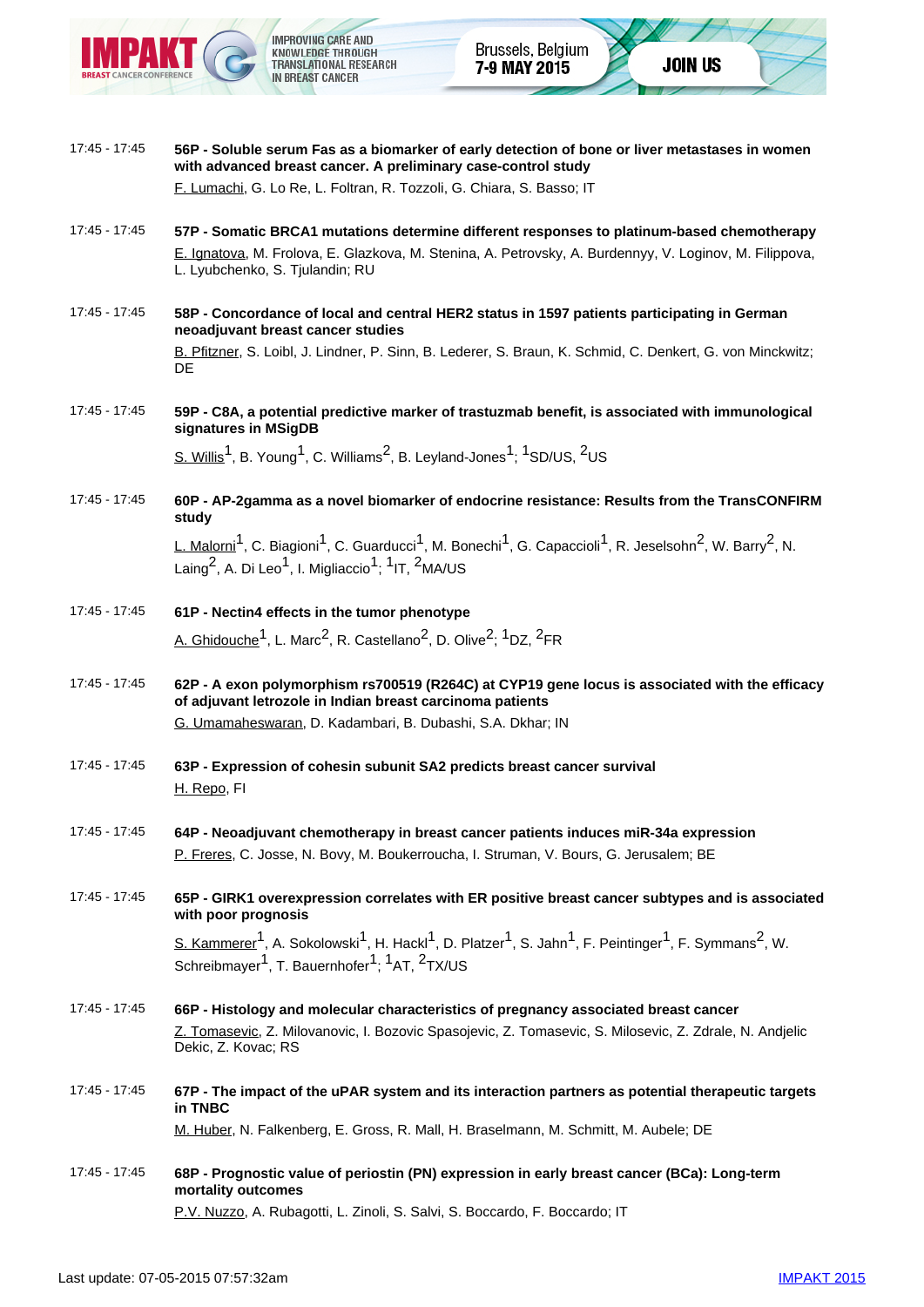17:45 - 17:45

**56P - Soluble serum Fas as a biomarker of early detection of bone or liver metastases in women with advanced breast cancer. A preliminary case-control study**

F. Lumachi, G. Lo Re, L. Foltran, R. Tozzoli, G. Chiara, S. Basso; IT

17:45 - 17:45

**57P - Somatic BRCA1 mutations determine different responses to platinum-based chemotherapy**

E. Ignatova, M. Frolova, E. Glazkova, M. Stenina, A. Petrovsky, A. Burdennyy, V. Loginov, M. Filippova, L. Lyubchenko, S. Tjulandin; RU

17:45 - 17:45

**58P - Concordance of local and central HER2 status in 1597 patients participating in German neoadjuvant breast cancer studies**

B. Pfitzner, S. Loibl, J. Lindner, P. Sinn, B. Lederer, S. Braun, K. Schmid, C. Denkert, G. von Minckwitz; DE

17:45 - 17:45

**59P - C8A, a potential predictive marker of trastuzmab benefit, is associated with immunological signatures in MSigDB**

S. Willis[1], B. Young[1], C. Williams[2], B. Leyland-Jones[1]; [1]SD/US, [2]US

17:45 - 17:45

**60P - AP-2gamma as a novel biomarker of endocrine resistance: Results from the TransCONFIRM study**

L. Malorni[1], C. Biagioni[1], C. Guarducci[1], M. Bonechi[1], G. Capaccioli[1], R. Jeselsohn[2], W. Barry[2], N. Laing[2], A. Di Leo[1], I. Migliaccio[1]; [1]IT, [2]MA/US

17:45 - 17:45

**61P - Nectin4 effects in the tumor phenotype**

A. Ghidouche[1], L. Marc[2], R. Castellano[2], D. Olive[2]; [1]DZ, [2]FR

17:45 - 17:45

**62P - A exon polymorphism rs700519 (R264C) at CYP19 gene locus is associated with the efficacy of adjuvant letrozole in Indian breast carcinoma patients**

G. Umamaheswaran, D. Kadambari, B. Dubashi, S.A. Dkhar; IN

17:45 - 17:45

**63P - Expression of cohesin subunit SA2 predicts breast cancer survival**

H. Repo, FI

17:45 - 17:45

**64P - Neoadjuvant chemotherapy in breast cancer patients induces miR-34a expression**

P. Freres, C. Josse, N. Bovy, M. Boukerroucha, I. Struman, V. Bours, G. Jerusalem; BE

17:45 - 17:45

**65P - GIRK1 overexpression correlates with ER positive breast cancer subtypes and is associated with poor prognosis**

S. Kammerer[1], A. Sokolowski[1], H. Hackl[1], D. Platzer[1], S. Jahn[1], F. Peintinger[1], F. Symmans[2], W. Schreibmayer[1], T. Bauernhofer[1]; [1]AT, [2]TX/US

17:45 - 17:45

**66P - Histology and molecular characteristics of pregnancy associated breast cancer**

Z. Tomasevic, Z. Milovanovic, I. Bozovic Spasojevic, Z. Tomasevic, S. Milosevic, Z. Zdrale, N. Andjelic Dekic, Z. Kovac; RS

17:45 - 17:45

**67P - The impact of the uPAR system and its interaction partners as potential therapeutic targets in TNBC**

M. Huber, N. Falkenberg, E. Gross, R. Mall, H. Braselmann, M. Schmitt, M. Aubele; DE

17:45 - 17:45

**68P - Prognostic value of periostin (PN) expression in early breast cancer (BCa): Long-term mortality outcomes**

P.V. Nuzzo, A. Rubagotti, L. Zinoli, S. Salvi, S. Boccardo, F. Boccardo; IT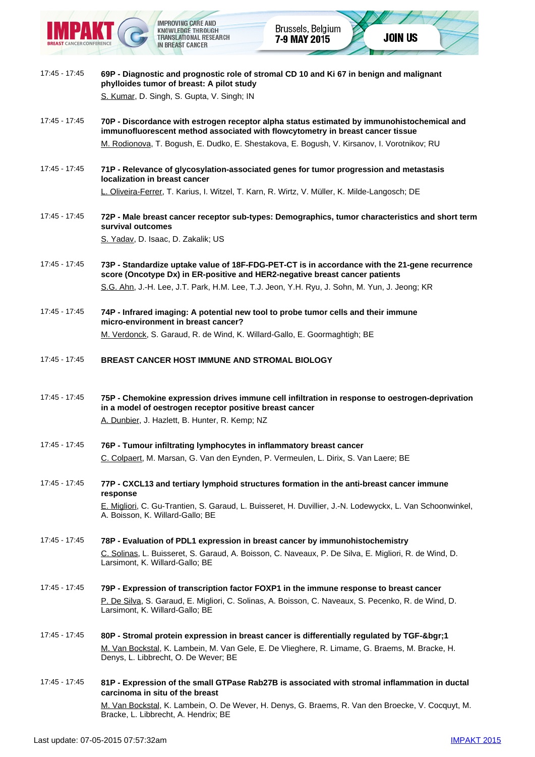17:45 - 17:45 **69P - Diagnostic and prognostic role of stromal CD 10 and Ki 67 in benign and malignant phylloides tumor of breast: A pilot study**
S. Kumar, D. Singh, S. Gupta, V. Singh; IN

17:45 - 17:45 **70P - Discordance with estrogen receptor alpha status estimated by immunohistochemical and immunofluorescent method associated with flowcytometry in breast cancer tissue**
M. Rodionova, T. Bogush, E. Dudko, E. Shestakova, E. Bogush, V. Kirsanov, I. Vorotnikov; RU

17:45 - 17:45 **71P - Relevance of glycosylation-associated genes for tumor progression and metastasis localization in breast cancer**
L. Oliveira-Ferrer, T. Karius, I. Witzel, T. Karn, R. Wirtz, V. Müller, K. Milde-Langosch; DE

17:45 - 17:45 **72P - Male breast cancer receptor sub-types: Demographics, tumor characteristics and short term survival outcomes**
S. Yadav, D. Isaac, D. Zakalik; US

17:45 - 17:45 **73P - Standardize uptake value of 18F-FDG-PET-CT is in accordance with the 21-gene recurrence score (Oncotype Dx) in ER-positive and HER2-negative breast cancer patients**
S.G. Ahn, J.-H. Lee, J.T. Park, H.M. Lee, T.J. Jeon, Y.H. Ryu, J. Sohn, M. Yun, J. Jeong; KR

17:45 - 17:45 **74P - Infrared imaging: A potential new tool to probe tumor cells and their immune micro-environment in breast cancer?**
M. Verdonck, S. Garaud, R. de Wind, K. Willard-Gallo, E. Goormaghtigh; BE

17:45 - 17:45 **BREAST CANCER HOST IMMUNE AND STROMAL BIOLOGY**

17:45 - 17:45 **75P - Chemokine expression drives immune cell infiltration in response to oestrogen-deprivation in a model of oestrogen receptor positive breast cancer**
A. Dunbier, J. Hazlett, B. Hunter, R. Kemp; NZ

17:45 - 17:45 **76P - Tumour infiltrating lymphocytes in inflammatory breast cancer**
C. Colpaert, M. Marsan, G. Van den Eynden, P. Vermeulen, L. Dirix, S. Van Laere; BE

17:45 - 17:45 **77P - CXCL13 and tertiary lymphoid structures formation in the anti-breast cancer immune response**
E. Migliori, C. Gu-Trantien, S. Garaud, L. Buisseret, H. Duvillier, J.-N. Lodewyckx, L. Van Schoonwinkel, A. Boisson, K. Willard-Gallo; BE

17:45 - 17:45 **78P - Evaluation of PDL1 expression in breast cancer by immunohistochemistry**
C. Solinas, L. Buisseret, S. Garaud, A. Boisson, C. Naveaux, P. De Silva, E. Migliori, R. de Wind, D. Larsimont, K. Willard-Gallo; BE

17:45 - 17:45 **79P - Expression of transcription factor FOXP1 in the immune response to breast cancer**
P. De Silva, S. Garaud, E. Migliori, C. Solinas, A. Boisson, C. Naveaux, S. Pecenko, R. de Wind, D. Larsimont, K. Willard-Gallo; BE

17:45 - 17:45 **80P - Stromal protein expression in breast cancer is differentially regulated by TGF-&bgr;1**
M. Van Bockstal, K. Lambein, M. Van Gele, E. De Vlieghere, R. Limame, G. Braems, M. Bracke, H. Denys, L. Libbrecht, O. De Wever; BE

17:45 - 17:45 **81P - Expression of the small GTPase Rab27B is associated with stromal inflammation in ductal carcinoma in situ of the breast**
M. Van Bockstal, K. Lambein, O. De Wever, H. Denys, G. Braems, R. Van den Broecke, V. Cocquyt, M. Bracke, L. Libbrecht, A. Hendrix; BE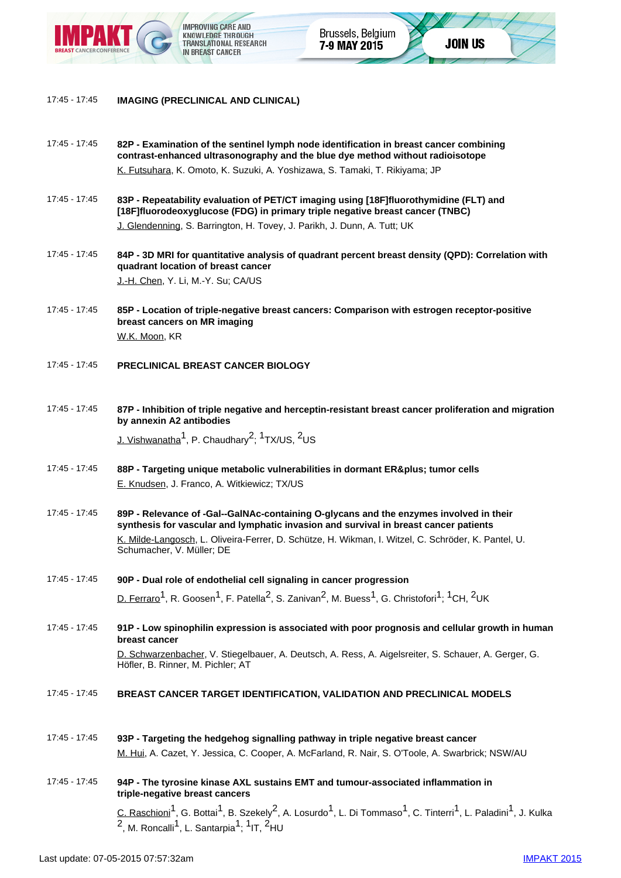17:45 - 17:45 **IMAGING (PRECLINICAL AND CLINICAL)**

17:45 - 17:45 **82P - Examination of the sentinel lymph node identification in breast cancer combining contrast-enhanced ultrasonography and the blue dye method without radioisotope**
K. Futsuhara, K. Omoto, K. Suzuki, A. Yoshizawa, S. Tamaki, T. Rikiyama; JP

17:45 - 17:45 **83P - Repeatability evaluation of PET/CT imaging using [18F]fluorothymidine (FLT) and [18F]fluorodeoxyglucose (FDG) in primary triple negative breast cancer (TNBC)**
J. Glendenning, S. Barrington, H. Tovey, J. Parikh, J. Dunn, A. Tutt; UK

17:45 - 17:45 **84P - 3D MRI for quantitative analysis of quadrant percent breast density (QPD): Correlation with quadrant location of breast cancer**
J.-H. Chen, Y. Li, M.-Y. Su; CA/US

17:45 - 17:45 **85P - Location of triple-negative breast cancers: Comparison with estrogen receptor-positive breast cancers on MR imaging**
W.K. Moon, KR

17:45 - 17:45 **PRECLINICAL BREAST CANCER BIOLOGY**

17:45 - 17:45 **87P - Inhibition of triple negative and herceptin-resistant breast cancer proliferation and migration by annexin A2 antibodies**
J. Vishwanatha[1], P. Chaudhary[2]; [1]TX/US, [2]US

17:45 - 17:45 **88P - Targeting unique metabolic vulnerabilities in dormant ER&plus; tumor cells**
E. Knudsen, J. Franco, A. Witkiewicz; TX/US

17:45 - 17:45 **89P - Relevance of -Gal--GalNAc-containing O-glycans and the enzymes involved in their synthesis for vascular and lymphatic invasion and survival in breast cancer patients**
K. Milde-Langosch, L. Oliveira-Ferrer, D. Schütze, H. Wikman, I. Witzel, C. Schröder, K. Pantel, U. Schumacher, V. Müller; DE

17:45 - 17:45 **90P - Dual role of endothelial cell signaling in cancer progression**
D. Ferraro[1], R. Goosen[1], F. Patella[2], S. Zanivan[2], M. Buess[1], G. Christofori[1]; [1]CH, [2]UK

17:45 - 17:45 **91P - Low spinophilin expression is associated with poor prognosis and cellular growth in human breast cancer**
D. Schwarzenbacher, V. Stiegelbauer, A. Deutsch, A. Ress, A. Aigelsreiter, S. Schauer, A. Gerger, G. Höfler, B. Rinner, M. Pichler; AT

17:45 - 17:45 **BREAST CANCER TARGET IDENTIFICATION, VALIDATION AND PRECLINICAL MODELS**

17:45 - 17:45 **93P - Targeting the hedgehog signalling pathway in triple negative breast cancer**
M. Hui, A. Cazet, Y. Jessica, C. Cooper, A. McFarland, R. Nair, S. O'Toole, A. Swarbrick; NSW/AU

17:45 - 17:45 **94P - The tyrosine kinase AXL sustains EMT and tumour-associated inflammation in triple-negative breast cancers**
C. Raschioni[1], G. Bottai[1], B. Szekely[2], A. Losurdo[1], L. Di Tommaso[1], C. Tinterri[1], L. Paladini[1], J. Kulka[2], M. Roncalli[1], L. Santarpia[1]; [1]IT, [2]HU

Last update: 07-05-2015 07:57:32am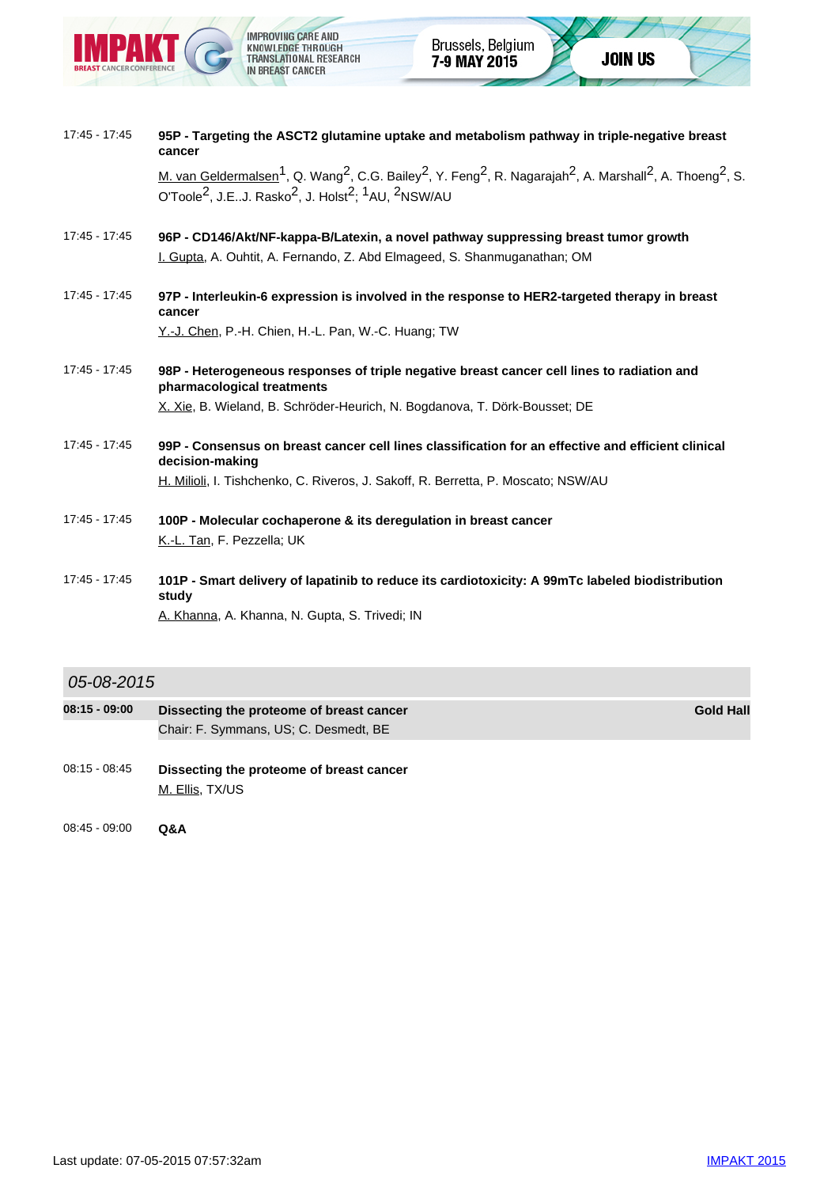17:45 - 17:45 **95P - Targeting the ASCT2 glutamine uptake and metabolism pathway in triple-negative breast cancer**

M. van Geldermalsen[1], Q. Wang[2], C.G. Bailey[2], Y. Feng[2], R. Nagarajah[2], A. Marshall[2], A. Thoeng[2], S. O'Toole[2], J.E..J. Rasko[2], J. Holst[2]; [1]AU, [2]NSW/AU

17:45 - 17:45 **96P - CD146/Akt/NF-kappa-B/Latexin, a novel pathway suppressing breast tumor growth**

I. Gupta, A. Ouhtit, A. Fernando, Z. Abd Elmageed, S. Shanmuganathan; OM

17:45 - 17:45 **97P - Interleukin-6 expression is involved in the response to HER2-targeted therapy in breast cancer**

Y.-J. Chen, P.-H. Chien, H.-L. Pan, W.-C. Huang; TW

17:45 - 17:45 **98P - Heterogeneous responses of triple negative breast cancer cell lines to radiation and pharmacological treatments**

X. Xie, B. Wieland, B. Schröder-Heurich, N. Bogdanova, T. Dörk-Bousset; DE

17:45 - 17:45 **99P - Consensus on breast cancer cell lines classification for an effective and efficient clinical decision-making**

H. Milioli, I. Tishchenko, C. Riveros, J. Sakoff, R. Berretta, P. Moscato; NSW/AU

17:45 - 17:45 **100P - Molecular cochaperone & its deregulation in breast cancer**

K.-L. Tan, F. Pezzella; UK

17:45 - 17:45 **101P - Smart delivery of lapatinib to reduce its cardiotoxicity: A 99mTc labeled biodistribution study**

A. Khanna, A. Khanna, N. Gupta, S. Trivedi; IN

## *05-08-2015*

**08:15 - 09:00** **Dissecting the proteome of breast cancer** — **Gold Hall**

Chair: F. Symmans, US; C. Desmedt, BE

08:15 - 08:45 **Dissecting the proteome of breast cancer**

M. Ellis, TX/US

08:45 - 09:00 **Q&A**

Last update: 07-05-2015 07:57:32am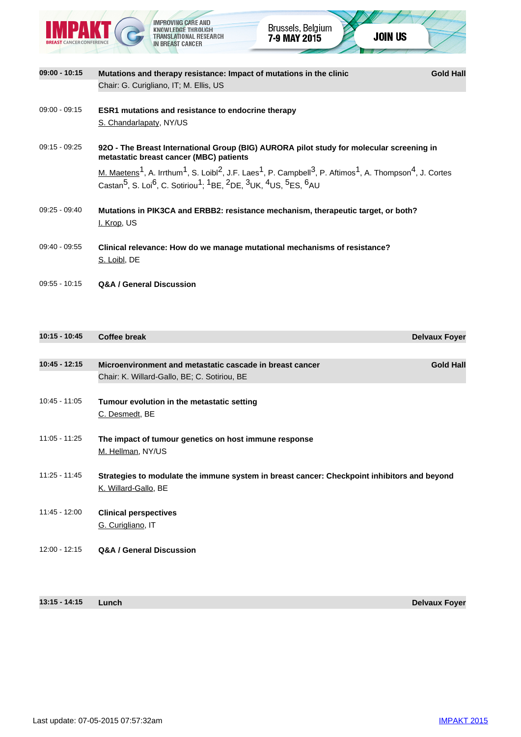**09:00 - 10:15** **Mutations and therapy resistance: Impact of mutations in the clinic** **Gold Hall**
Chair: G. Curigliano, IT; M. Ellis, US

09:00 - 09:15 **ESR1 mutations and resistance to endocrine therapy**
S. Chandarlapaty, NY/US

09:15 - 09:25 **92O - The Breast International Group (BIG) AURORA pilot study for molecular screening in metastatic breast cancer (MBC) patients**
M. Maetens[1], A. Irrthum[1], S. Loibl[2], J.F. Laes[1], P. Campbell[3], P. Aftimos[1], A. Thompson[4], J. Cortes Castan[5], S. Loi[6], C. Sotiriou[1]; [1]BE, [2]DE, [3]UK, [4]US, [5]ES, [6]AU

09:25 - 09:40 **Mutations in PIK3CA and ERBB2: resistance mechanism, therapeutic target, or both?**
I. Krop, US

09:40 - 09:55 **Clinical relevance: How do we manage mutational mechanisms of resistance?**
S. Loibl, DE

09:55 - 10:15 **Q&A / General Discussion**

**10:15 - 10:45** **Coffee break** **Delvaux Foyer**

**10:45 - 12:15** **Microenvironment and metastatic cascade in breast cancer** **Gold Hall**
Chair: K. Willard-Gallo, BE; C. Sotiriou, BE

10:45 - 11:05 **Tumour evolution in the metastatic setting**
C. Desmedt, BE

11:05 - 11:25 **The impact of tumour genetics on host immune response**
M. Hellman, NY/US

11:25 - 11:45 **Strategies to modulate the immune system in breast cancer: Checkpoint inhibitors and beyond**
K. Willard-Gallo, BE

11:45 - 12:00 **Clinical perspectives**
G. Curigliano, IT

12:00 - 12:15 **Q&A / General Discussion**

**13:15 - 14:15** **Lunch** **Delvaux Foyer**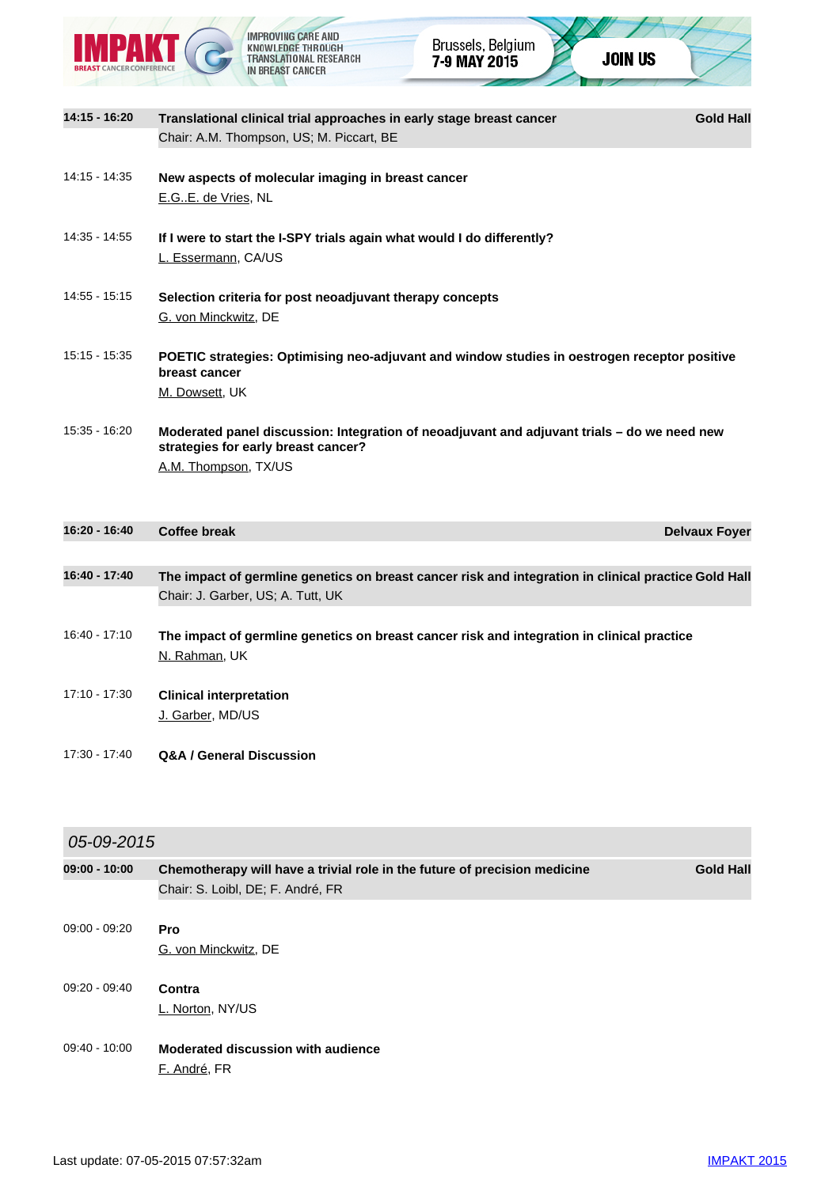**14:15 - 16:20** **Translational clinical trial approaches in early stage breast cancer** **Gold Hall**
Chair: A.M. Thompson, US; M. Piccart, BE

14:15 - 14:35 **New aspects of molecular imaging in breast cancer**
E.G..E. de Vries, NL

14:35 - 14:55 **If I were to start the I-SPY trials again what would I do differently?**
L. Essermann, CA/US

14:55 - 15:15 **Selection criteria for post neoadjuvant therapy concepts**
G. von Minckwitz, DE

15:15 - 15:35 **POETIC strategies: Optimising neo-adjuvant and window studies in oestrogen receptor positive breast cancer**
M. Dowsett, UK

15:35 - 16:20 **Moderated panel discussion: Integration of neoadjuvant and adjuvant trials – do we need new strategies for early breast cancer?**
A.M. Thompson, TX/US

**16:20 - 16:40** **Coffee break** **Delvaux Foyer**

**16:40 - 17:40** **The impact of germline genetics on breast cancer risk and integration in clinical practice** **Gold Hall**
Chair: J. Garber, US; A. Tutt, UK

16:40 - 17:10 **The impact of germline genetics on breast cancer risk and integration in clinical practice**
N. Rahman, UK

17:10 - 17:30 **Clinical interpretation**
J. Garber, MD/US

17:30 - 17:40 **Q&A / General Discussion**

## *05-09-2015*

**09:00 - 10:00** **Chemotherapy will have a trivial role in the future of precision medicine** **Gold Hall**
Chair: S. Loibl, DE; F. André, FR

09:00 - 09:20 **Pro**
G. von Minckwitz, DE

09:20 - 09:40 **Contra**
L. Norton, NY/US

09:40 - 10:00 **Moderated discussion with audience**
F. André, FR

Last update: 07-05-2015 07:57:32am IMPAKT 2015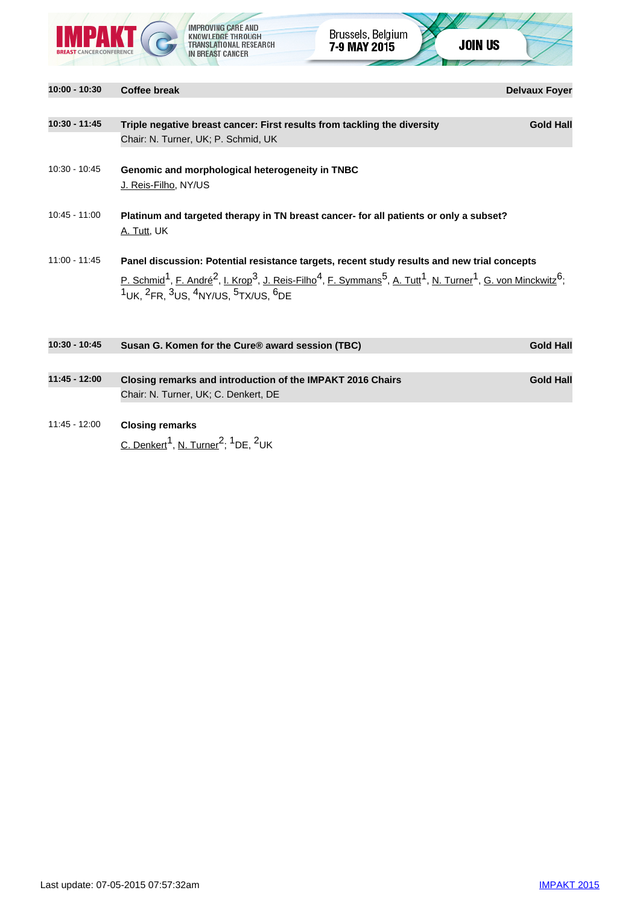**10:00 - 10:30** **Coffee break** **Delvaux Foyer**

**10:30 - 11:45** **Triple negative breast cancer: First results from tackling the diversity** **Gold Hall**
Chair: N. Turner, UK; P. Schmid, UK

10:30 - 10:45 **Genomic and morphological heterogeneity in TNBC**
J. Reis-Filho, NY/US

10:45 - 11:00 **Platinum and targeted therapy in TN breast cancer- for all patients or only a subset?**
A. Tutt, UK

11:00 - 11:45 **Panel discussion: Potential resistance targets, recent study results and new trial concepts**
P. Schmid[1], F. André[2], I. Krop[3], J. Reis-Filho[4], F. Symmans[5], A. Tutt[1], N. Turner[1], G. von Minckwitz[6]; [1]UK, [2]FR, [3]US, [4]NY/US, [5]TX/US, [6]DE

**10:30 - 10:45** **Susan G. Komen for the Cure® award session (TBC)** **Gold Hall**

**11:45 - 12:00** **Closing remarks and introduction of the IMPAKT 2016 Chairs** **Gold Hall**
Chair: N. Turner, UK; C. Denkert, DE

11:45 - 12:00 **Closing remarks**
C. Denkert[1], N. Turner[2]; [1]DE, [2]UK

Last update: 07-05-2015 07:57:32am

IMPAKT 2015